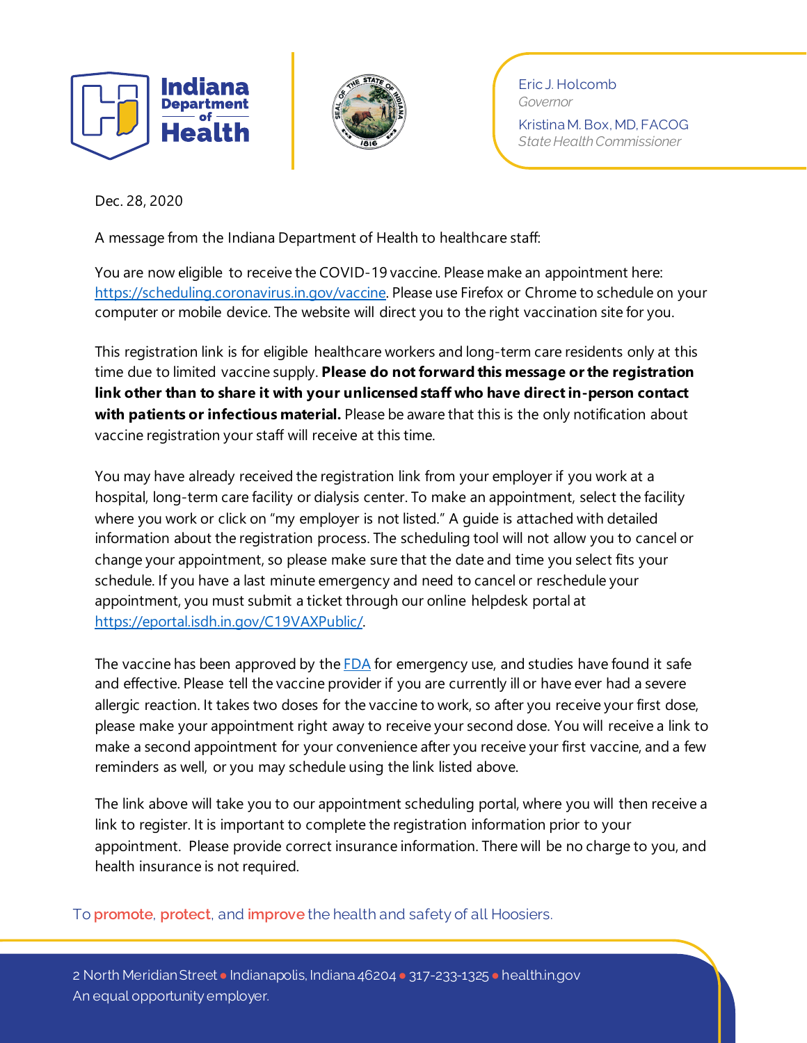**Indiana Department of Health**

Eric J. Holcomb
*Governor*

Kristina M. Box, MD, FACOG
*State Health Commissioner*

Dec. 28, 2020

A message from the Indiana Department of Health to healthcare staff:

You are now eligible to receive the COVID-19 vaccine. Please make an appointment here: [https://scheduling.coronavirus.in.gov/vaccine](https://scheduling.coronavirus.in.gov/vaccine). Please use Firefox or Chrome to schedule on your computer or mobile device. The website will direct you to the right vaccination site for you.

This registration link is for eligible healthcare workers and long-term care residents only at this time due to limited vaccine supply. **Please do not forward this message or the registration link other than to share it with your unlicensed staff who have direct in-person contact with patients or infectious material.** Please be aware that this is the only notification about vaccine registration your staff will receive at this time.

You may have already received the registration link from your employer if you work at a hospital, long-term care facility or dialysis center. To make an appointment, select the facility where you work or click on "my employer is not listed." A guide is attached with detailed information about the registration process. The scheduling tool will not allow you to cancel or change your appointment, so please make sure that the date and time you select fits your schedule. If you have a last minute emergency and need to cancel or reschedule your appointment, you must submit a ticket through our online helpdesk portal at [https://eportal.isdh.in.gov/C19VAXPublic/](https://eportal.isdh.in.gov/C19VAXPublic/).

The vaccine has been approved by the FDA for emergency use, and studies have found it safe and effective. Please tell the vaccine provider if you are currently ill or have ever had a severe allergic reaction. It takes two doses for the vaccine to work, so after you receive your first dose, please make your appointment right away to receive your second dose. You will receive a link to make a second appointment for your convenience after you receive your first vaccine, and a few reminders as well, or you may schedule using the link listed above.

The link above will take you to our appointment scheduling portal, where you will then receive a link to register. It is important to complete the registration information prior to your appointment. Please provide correct insurance information. There will be no charge to you, and health insurance is not required.

To promote, protect, and improve the health and safety of all Hoosiers.

2 North Meridian Street • Indianapolis, Indiana 46204 • 317-233-1325 • health.in.gov
An equal opportunity employer.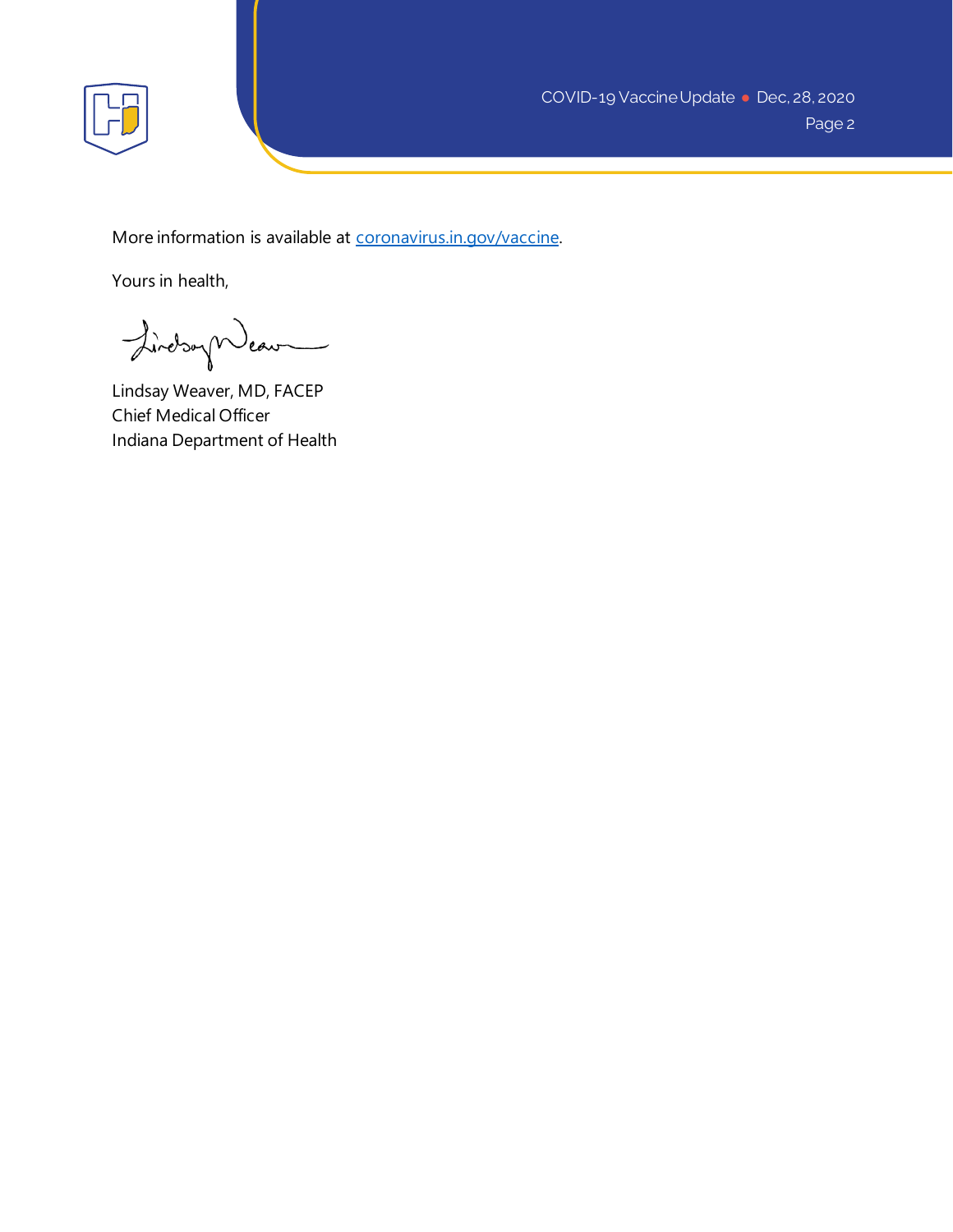More information is available at [coronavirus.in.gov/vaccine](https://coronavirus.in.gov/vaccine).

Yours in health,

Lindsay Weaver, MD, FACEP
Chief Medical Officer
Indiana Department of Health